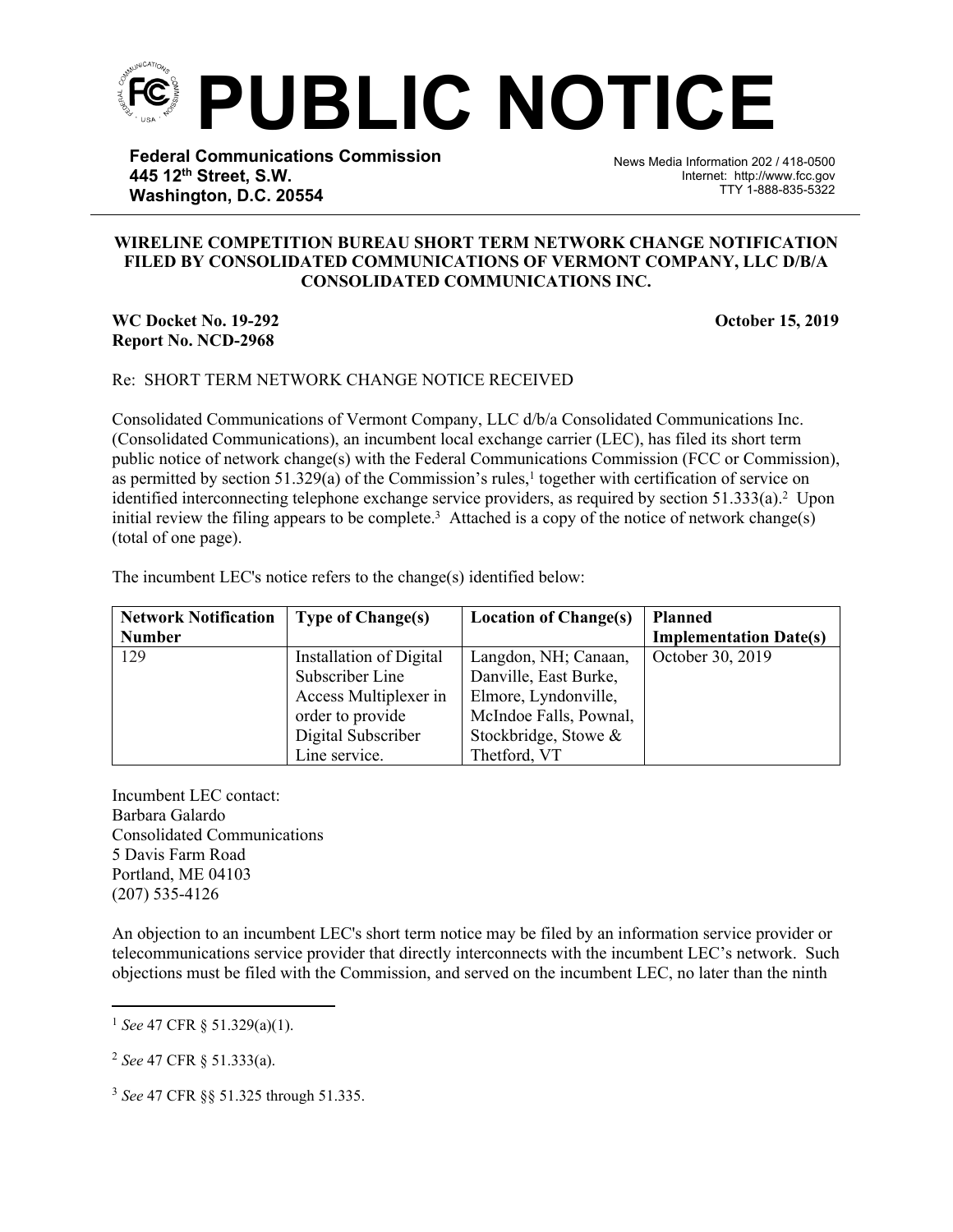# PUBLIC NOTICE

**Federal Communications Commission**
**445 12th Street, S.W.**
**Washington, D.C. 20554**

News Media Information 202 / 418-0500
Internet: http://www.fcc.gov
TTY 1-888-835-5322

**WIRELINE COMPETITION BUREAU SHORT TERM NETWORK CHANGE NOTIFICATION FILED BY CONSOLIDATED COMMUNICATIONS OF VERMONT COMPANY, LLC D/B/A CONSOLIDATED COMMUNICATIONS INC.**

**WC Docket No. 19-292**
**Report No. NCD-2968**

**October 15, 2019**

Re: SHORT TERM NETWORK CHANGE NOTICE RECEIVED

Consolidated Communications of Vermont Company, LLC d/b/a Consolidated Communications Inc. (Consolidated Communications), an incumbent local exchange carrier (LEC), has filed its short term public notice of network change(s) with the Federal Communications Commission (FCC or Commission), as permitted by section 51.329(a) of the Commission's rules,[1] together with certification of service on identified interconnecting telephone exchange service providers, as required by section 51.333(a).[2] Upon initial review the filing appears to be complete.[3] Attached is a copy of the notice of network change(s) (total of one page).

The incumbent LEC's notice refers to the change(s) identified below:

| Network Notification Number | Type of Change(s) | Location of Change(s) | Planned Implementation Date(s) |
|---|---|---|---|
| 129 | Installation of Digital Subscriber Line Access Multiplexer in order to provide Digital Subscriber Line service. | Langdon, NH; Canaan, Danville, East Burke, Elmore, Lyndonville, McIndoe Falls, Pownal, Stockbridge, Stowe & Thetford, VT | October 30, 2019 |

Incumbent LEC contact:
Barbara Galardo
Consolidated Communications
5 Davis Farm Road
Portland, ME 04103
(207) 535-4126

An objection to an incumbent LEC's short term notice may be filed by an information service provider or telecommunications service provider that directly interconnects with the incumbent LEC's network. Such objections must be filed with the Commission, and served on the incumbent LEC, no later than the ninth

---

[1] *See* 47 CFR § 51.329(a)(1).

[2] *See* 47 CFR § 51.333(a).

[3] *See* 47 CFR §§ 51.325 through 51.335.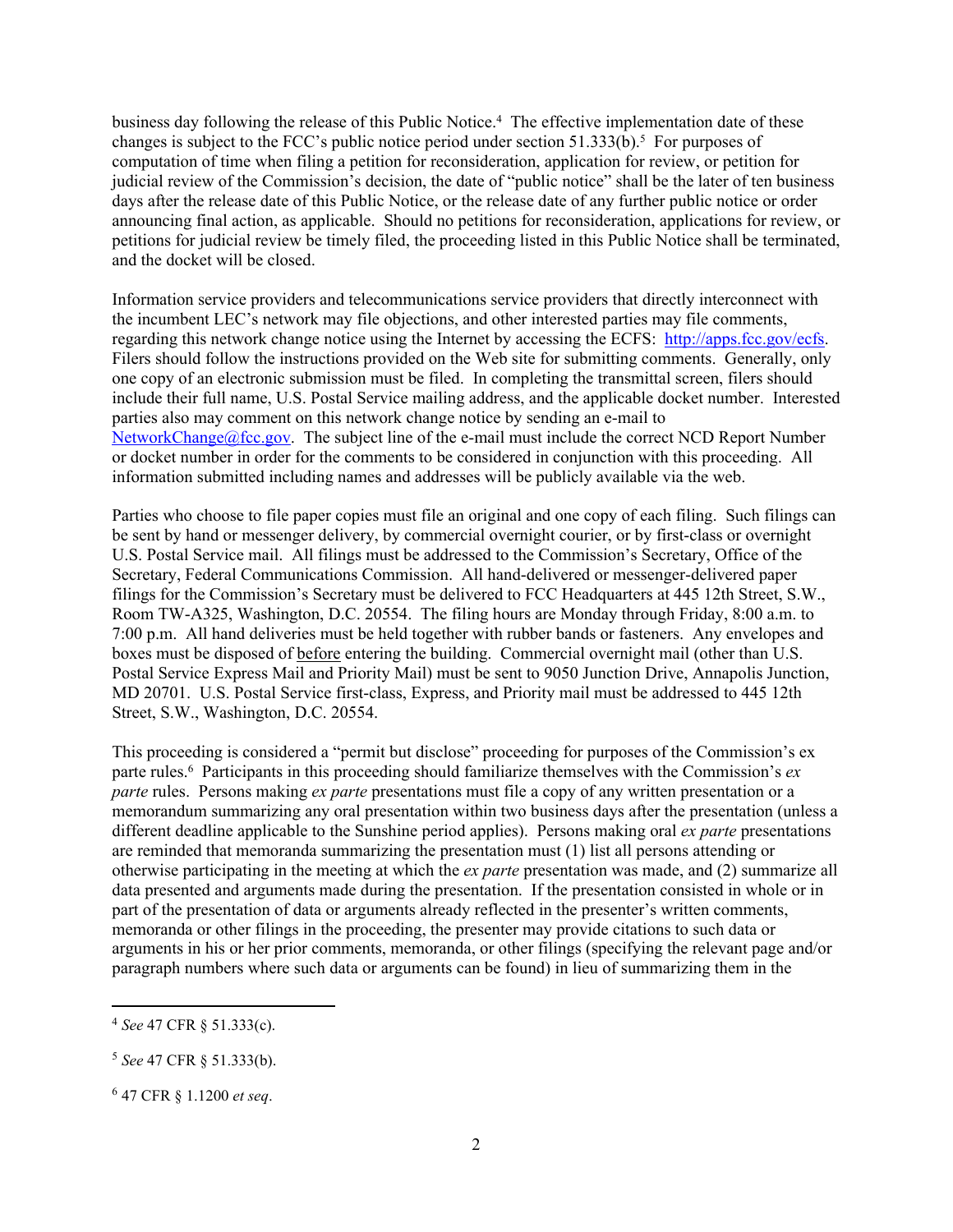business day following the release of this Public Notice.[4] The effective implementation date of these changes is subject to the FCC's public notice period under section 51.333(b).[5] For purposes of computation of time when filing a petition for reconsideration, application for review, or petition for judicial review of the Commission's decision, the date of "public notice" shall be the later of ten business days after the release date of this Public Notice, or the release date of any further public notice or order announcing final action, as applicable. Should no petitions for reconsideration, applications for review, or petitions for judicial review be timely filed, the proceeding listed in this Public Notice shall be terminated, and the docket will be closed.

Information service providers and telecommunications service providers that directly interconnect with the incumbent LEC's network may file objections, and other interested parties may file comments, regarding this network change notice using the Internet by accessing the ECFS: http://apps.fcc.gov/ecfs. Filers should follow the instructions provided on the Web site for submitting comments. Generally, only one copy of an electronic submission must be filed. In completing the transmittal screen, filers should include their full name, U.S. Postal Service mailing address, and the applicable docket number. Interested parties also may comment on this network change notice by sending an e-mail to NetworkChange@fcc.gov. The subject line of the e-mail must include the correct NCD Report Number or docket number in order for the comments to be considered in conjunction with this proceeding. All information submitted including names and addresses will be publicly available via the web.

Parties who choose to file paper copies must file an original and one copy of each filing. Such filings can be sent by hand or messenger delivery, by commercial overnight courier, or by first-class or overnight U.S. Postal Service mail. All filings must be addressed to the Commission's Secretary, Office of the Secretary, Federal Communications Commission. All hand-delivered or messenger-delivered paper filings for the Commission's Secretary must be delivered to FCC Headquarters at 445 12th Street, S.W., Room TW-A325, Washington, D.C. 20554. The filing hours are Monday through Friday, 8:00 a.m. to 7:00 p.m. All hand deliveries must be held together with rubber bands or fasteners. Any envelopes and boxes must be disposed of <u>before</u> entering the building. Commercial overnight mail (other than U.S. Postal Service Express Mail and Priority Mail) must be sent to 9050 Junction Drive, Annapolis Junction, MD 20701. U.S. Postal Service first-class, Express, and Priority mail must be addressed to 445 12th Street, S.W., Washington, D.C. 20554.

This proceeding is considered a "permit but disclose" proceeding for purposes of the Commission's ex parte rules.[6] Participants in this proceeding should familiarize themselves with the Commission's *ex parte* rules. Persons making *ex parte* presentations must file a copy of any written presentation or a memorandum summarizing any oral presentation within two business days after the presentation (unless a different deadline applicable to the Sunshine period applies). Persons making oral *ex parte* presentations are reminded that memoranda summarizing the presentation must (1) list all persons attending or otherwise participating in the meeting at which the *ex parte* presentation was made, and (2) summarize all data presented and arguments made during the presentation. If the presentation consisted in whole or in part of the presentation of data or arguments already reflected in the presenter's written comments, memoranda or other filings in the proceeding, the presenter may provide citations to such data or arguments in his or her prior comments, memoranda, or other filings (specifying the relevant page and/or paragraph numbers where such data or arguments can be found) in lieu of summarizing them in the

---

[4] *See* 47 CFR § 51.333(c).

[5] *See* 47 CFR § 51.333(b).

[6] 47 CFR § 1.1200 *et seq*.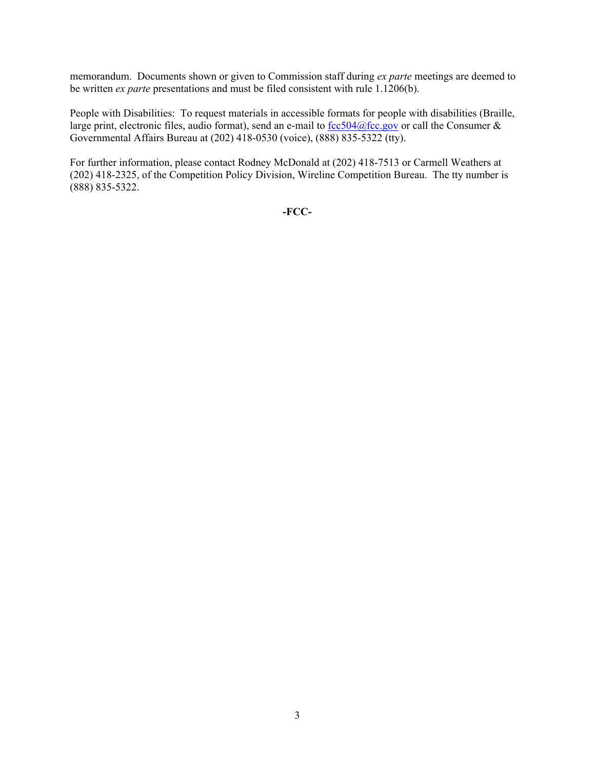memorandum. Documents shown or given to Commission staff during *ex parte* meetings are deemed to be written *ex parte* presentations and must be filed consistent with rule 1.1206(b).

People with Disabilities: To request materials in accessible formats for people with disabilities (Braille, large print, electronic files, audio format), send an e-mail to fcc504@fcc.gov or call the Consumer & Governmental Affairs Bureau at (202) 418-0530 (voice), (888) 835-5322 (tty).

For further information, please contact Rodney McDonald at (202) 418-7513 or Carmell Weathers at (202) 418-2325, of the Competition Policy Division, Wireline Competition Bureau. The tty number is (888) 835-5322.

**-FCC-**